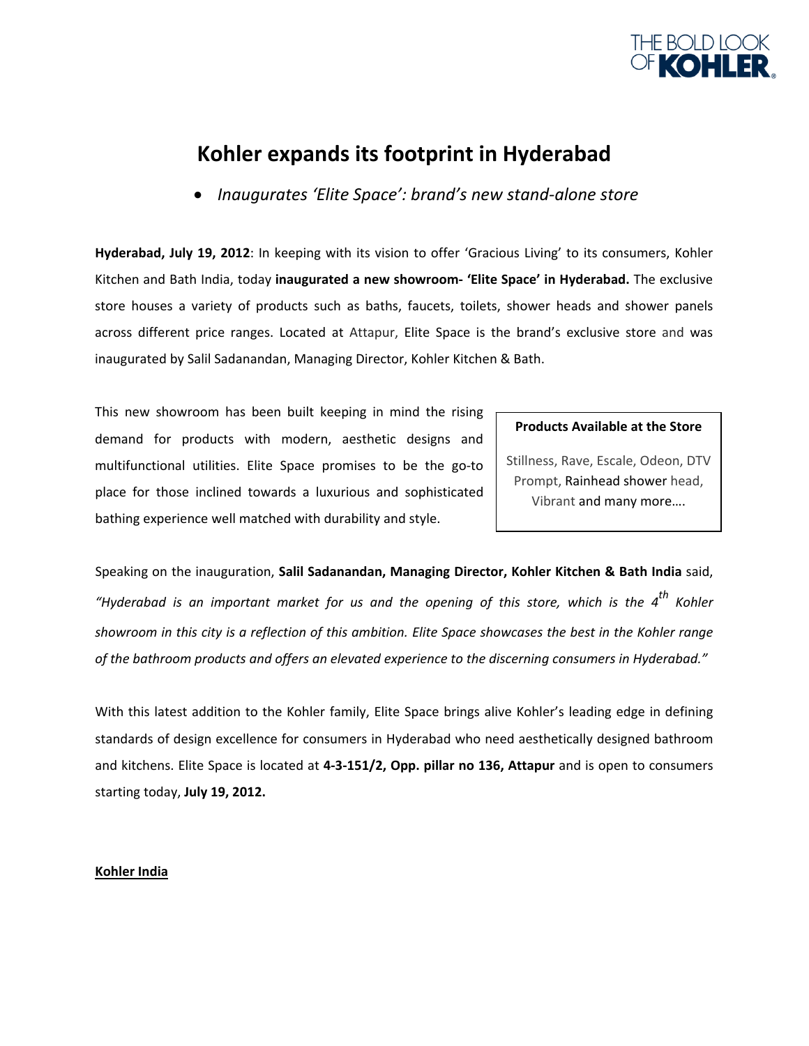THE BOLD LOOK OF **KOHLER**

# Kohler expands its footprint in Hyderabad

- *Inaugurates 'Elite Space': brand's new stand-alone store*

**Hyderabad, July 19, 2012**: In keeping with its vision to offer 'Gracious Living' to its consumers, Kohler Kitchen and Bath India, today **inaugurated a new showroom- 'Elite Space' in Hyderabad.** The exclusive store houses a variety of products such as baths, faucets, toilets, shower heads and shower panels across different price ranges. Located at Attapur, Elite Space is the brand's exclusive store and was inaugurated by Salil Sadanandan, Managing Director, Kohler Kitchen & Bath.

This new showroom has been built keeping in mind the rising demand for products with modern, aesthetic designs and multifunctional utilities. Elite Space promises to be the go-to place for those inclined towards a luxurious and sophisticated bathing experience well matched with durability and style.

> **Products Available at the Store**
>
> Stillness, Rave, Escale, Odeon, DTV Prompt, Rainhead shower head, Vibrant and many more….

Speaking on the inauguration, **Salil Sadanandan, Managing Director, Kohler Kitchen & Bath India** said, *"Hyderabad is an important market for us and the opening of this store, which is the 4th Kohler showroom in this city is a reflection of this ambition. Elite Space showcases the best in the Kohler range of the bathroom products and offers an elevated experience to the discerning consumers in Hyderabad."*

With this latest addition to the Kohler family, Elite Space brings alive Kohler's leading edge in defining standards of design excellence for consumers in Hyderabad who need aesthetically designed bathroom and kitchens. Elite Space is located at **4-3-151/2, Opp. pillar no 136, Attapur** and is open to consumers starting today, **July 19, 2012.**

**Kohler India**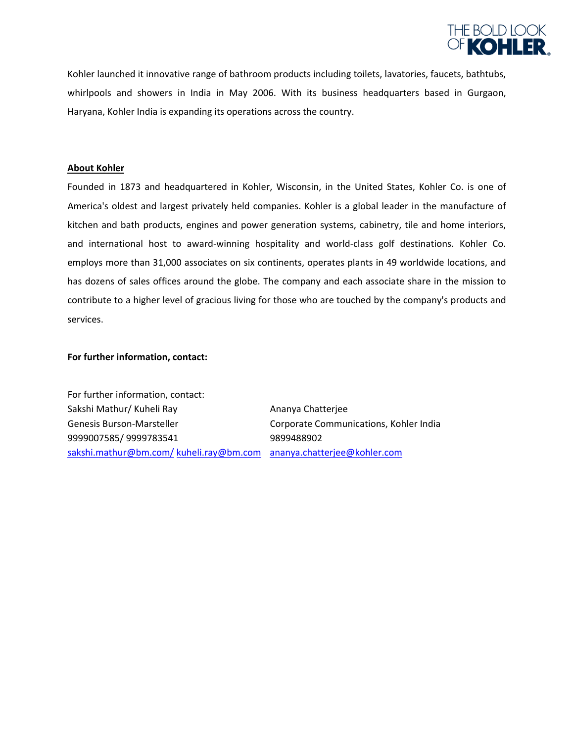Kohler launched it innovative range of bathroom products including toilets, lavatories, faucets, bathtubs, whirlpools and showers in India in May 2006. With its business headquarters based in Gurgaon, Haryana, Kohler India is expanding its operations across the country.

**<u>About Kohler</u>**

Founded in 1873 and headquartered in Kohler, Wisconsin, in the United States, Kohler Co. is one of America's oldest and largest privately held companies. Kohler is a global leader in the manufacture of kitchen and bath products, engines and power generation systems, cabinetry, tile and home interiors, and international host to award-winning hospitality and world-class golf destinations. Kohler Co. employs more than 31,000 associates on six continents, operates plants in 49 worldwide locations, and has dozens of sales offices around the globe. The company and each associate share in the mission to contribute to a higher level of gracious living for those who are touched by the company's products and services.

**For further information, contact:**

For further information, contact:

Sakshi Mathur/ Kuheli Ray
Genesis Burson-Marsteller
9999007585/ 9999783541
sakshi.mathur@bm.com/ kuheli.ray@bm.com

Ananya Chatterjee
Corporate Communications, Kohler India
9899488902
ananya.chatterjee@kohler.com